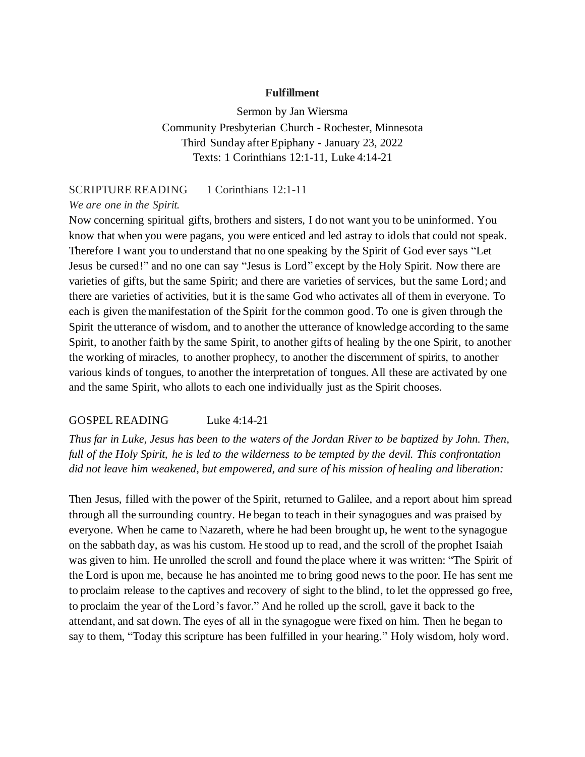# Fulfillment

Sermon by Jan Wiersma
Community Presbyterian Church - Rochester, Minnesota
Third Sunday after Epiphany - January 23, 2022
Texts: 1 Corinthians 12:1-11, Luke 4:14-21

SCRIPTURE READING 1 Corinthians 12:1-11

*We are one in the Spirit.*

Now concerning spiritual gifts, brothers and sisters, I do not want you to be uninformed. You know that when you were pagans, you were enticed and led astray to idols that could not speak. Therefore I want you to understand that no one speaking by the Spirit of God ever says "Let Jesus be cursed!" and no one can say "Jesus is Lord" except by the Holy Spirit. Now there are varieties of gifts, but the same Spirit; and there are varieties of services, but the same Lord; and there are varieties of activities, but it is the same God who activates all of them in everyone. To each is given the manifestation of the Spirit for the common good. To one is given through the Spirit the utterance of wisdom, and to another the utterance of knowledge according to the same Spirit, to another faith by the same Spirit, to another gifts of healing by the one Spirit, to another the working of miracles, to another prophecy, to another the discernment of spirits, to another various kinds of tongues, to another the interpretation of tongues. All these are activated by one and the same Spirit, who allots to each one individually just as the Spirit chooses.

GOSPEL READING Luke 4:14-21

*Thus far in Luke, Jesus has been to the waters of the Jordan River to be baptized by John. Then, full of the Holy Spirit, he is led to the wilderness to be tempted by the devil. This confrontation did not leave him weakened, but empowered, and sure of his mission of healing and liberation:*

Then Jesus, filled with the power of the Spirit, returned to Galilee, and a report about him spread through all the surrounding country. He began to teach in their synagogues and was praised by everyone. When he came to Nazareth, where he had been brought up, he went to the synagogue on the sabbath day, as was his custom. He stood up to read, and the scroll of the prophet Isaiah was given to him. He unrolled the scroll and found the place where it was written: "The Spirit of the Lord is upon me, because he has anointed me to bring good news to the poor. He has sent me to proclaim release to the captives and recovery of sight to the blind, to let the oppressed go free, to proclaim the year of the Lord's favor." And he rolled up the scroll, gave it back to the attendant, and sat down. The eyes of all in the synagogue were fixed on him. Then he began to say to them, "Today this scripture has been fulfilled in your hearing." Holy wisdom, holy word.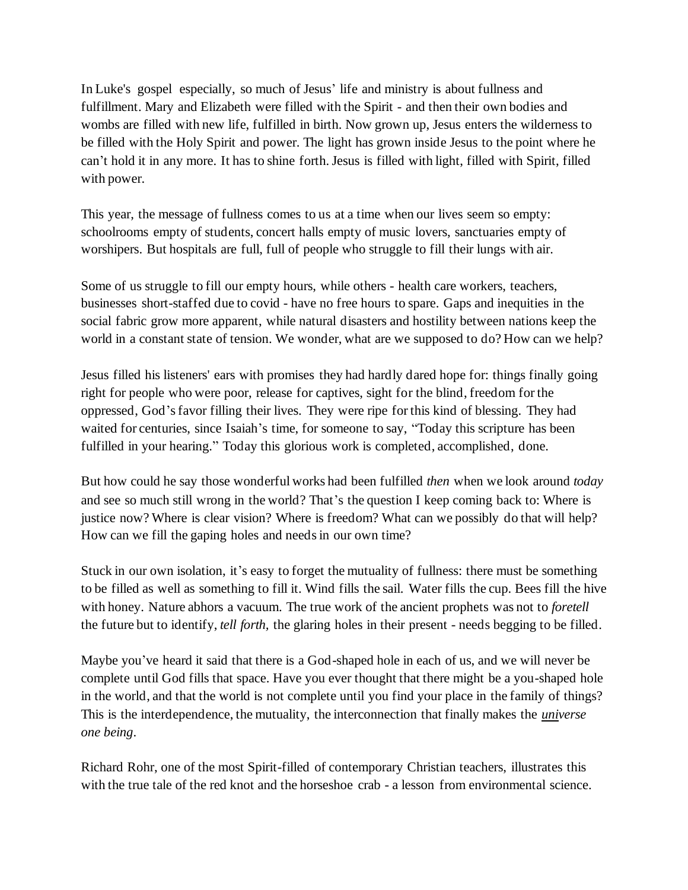In Luke's gospel especially, so much of Jesus' life and ministry is about fullness and fulfillment. Mary and Elizabeth were filled with the Spirit - and then their own bodies and wombs are filled with new life, fulfilled in birth. Now grown up, Jesus enters the wilderness to be filled with the Holy Spirit and power. The light has grown inside Jesus to the point where he can't hold it in any more. It has to shine forth. Jesus is filled with light, filled with Spirit, filled with power.

This year, the message of fullness comes to us at a time when our lives seem so empty: schoolrooms empty of students, concert halls empty of music lovers, sanctuaries empty of worshipers. But hospitals are full, full of people who struggle to fill their lungs with air.

Some of us struggle to fill our empty hours, while others - health care workers, teachers, businesses short-staffed due to covid - have no free hours to spare. Gaps and inequities in the social fabric grow more apparent, while natural disasters and hostility between nations keep the world in a constant state of tension. We wonder, what are we supposed to do? How can we help?

Jesus filled his listeners' ears with promises they had hardly dared hope for: things finally going right for people who were poor, release for captives, sight for the blind, freedom for the oppressed, God's favor filling their lives. They were ripe for this kind of blessing. They had waited for centuries, since Isaiah's time, for someone to say, "Today this scripture has been fulfilled in your hearing." Today this glorious work is completed, accomplished, done.

But how could he say those wonderful works had been fulfilled *then* when we look around *today* and see so much still wrong in the world? That's the question I keep coming back to: Where is justice now? Where is clear vision? Where is freedom? What can we possibly do that will help? How can we fill the gaping holes and needs in our own time?

Stuck in our own isolation, it's easy to forget the mutuality of fullness: there must be something to be filled as well as something to fill it. Wind fills the sail. Water fills the cup. Bees fill the hive with honey. Nature abhors a vacuum. The true work of the ancient prophets was not to *foretell* the future but to identify, *tell forth,* the glaring holes in their present - needs begging to be filled.

Maybe you've heard it said that there is a God-shaped hole in each of us, and we will never be complete until God fills that space. Have you ever thought that there might be a you-shaped hole in the world, and that the world is not complete until you find your place in the family of things? This is the interdependence, the mutuality, the interconnection that finally makes the ***uni**verse one being*.

Richard Rohr, one of the most Spirit-filled of contemporary Christian teachers, illustrates this with the true tale of the red knot and the horseshoe crab - a lesson from environmental science.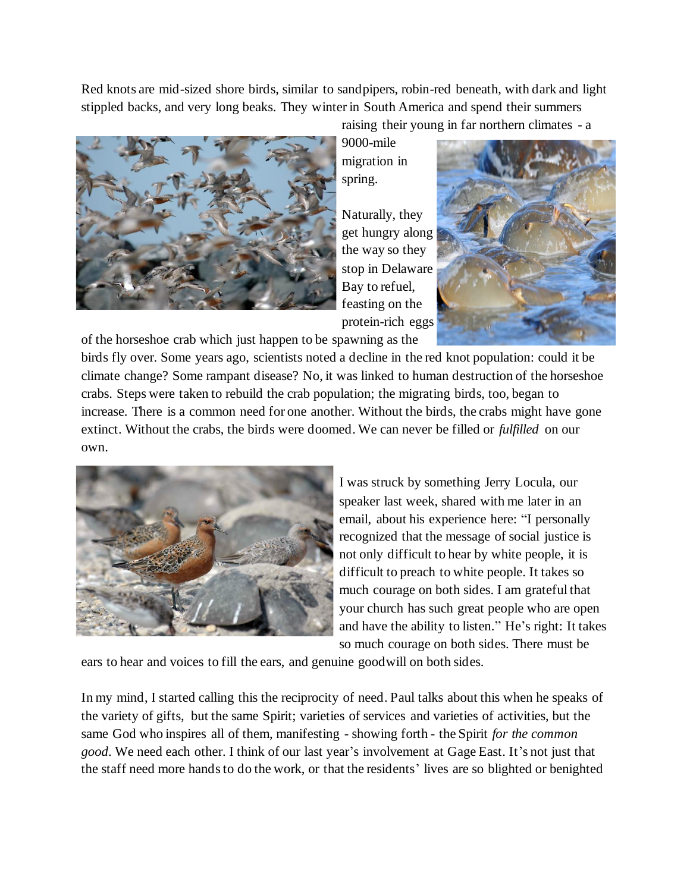Red knots are mid-sized shore birds, similar to sandpipers, robin-red beneath, with dark and light stippled backs, and very long beaks. They winter in South America and spend their summers raising their young in far northern climates - a 9000-mile migration in spring.

Naturally, they get hungry along the way so they stop in Delaware Bay to refuel, feasting on the protein-rich eggs of the horseshoe crab which just happen to be spawning as the birds fly over. Some years ago, scientists noted a decline in the red knot population: could it be climate change? Some rampant disease? No, it was linked to human destruction of the horseshoe crabs. Steps were taken to rebuild the crab population; the migrating birds, too, began to increase. There is a common need for one another. Without the birds, the crabs might have gone extinct. Without the crabs, the birds were doomed. We can never be filled or *fulfilled* on our own.

I was struck by something Jerry Locula, our speaker last week, shared with me later in an email, about his experience here: "I personally recognized that the message of social justice is not only difficult to hear by white people, it is difficult to preach to white people. It takes so much courage on both sides. I am grateful that your church has such great people who are open and have the ability to listen." He's right: It takes so much courage on both sides. There must be ears to hear and voices to fill the ears, and genuine goodwill on both sides.

In my mind, I started calling this the reciprocity of need. Paul talks about this when he speaks of the variety of gifts, but the same Spirit; varieties of services and varieties of activities, but the same God who inspires all of them, manifesting - showing forth - the Spirit *for the common good*. We need each other. I think of our last year's involvement at Gage East. It's not just that the staff need more hands to do the work, or that the residents' lives are so blighted or benighted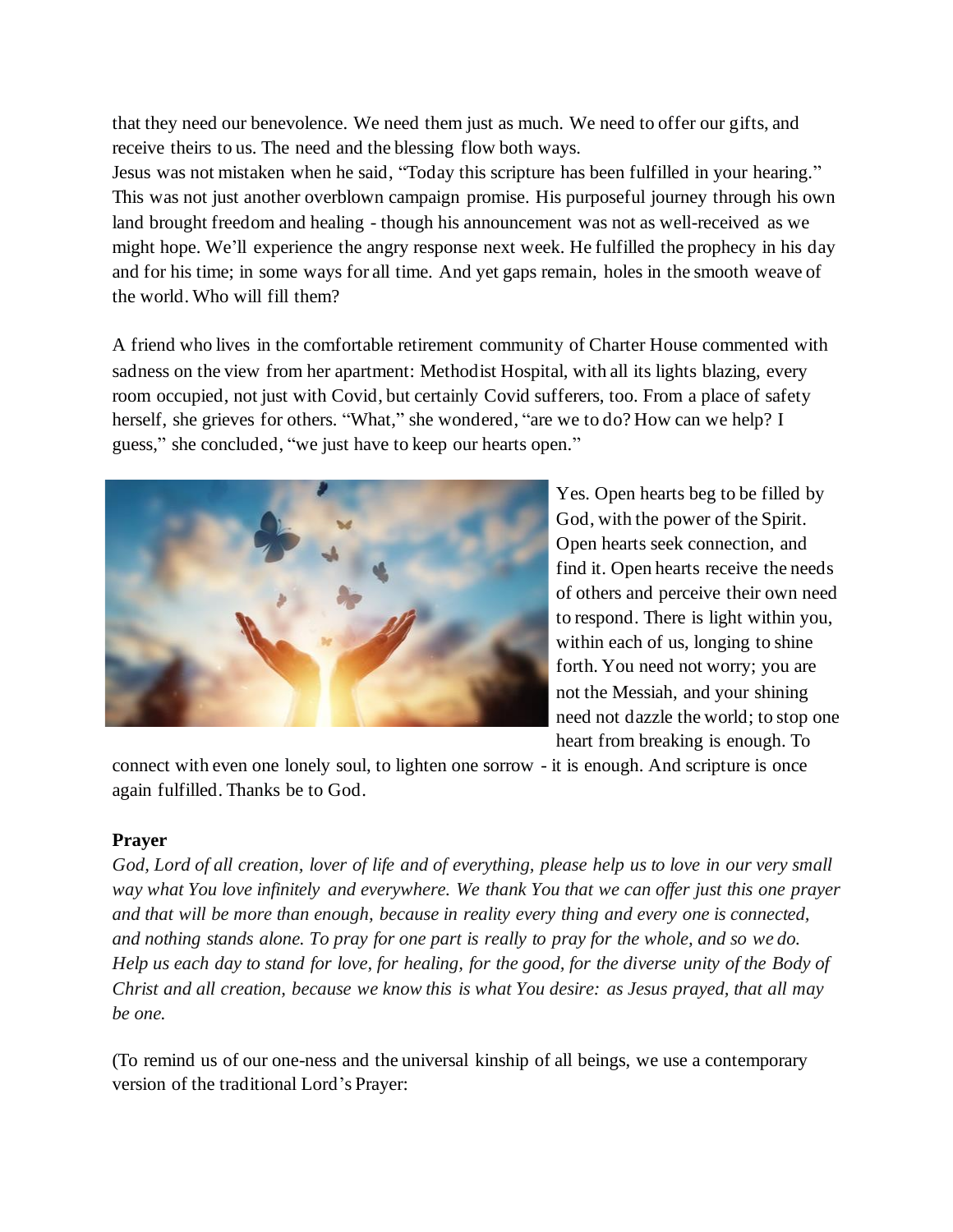that they need our benevolence. We need them just as much. We need to offer our gifts, and receive theirs to us. The need and the blessing flow both ways.
Jesus was not mistaken when he said, "Today this scripture has been fulfilled in your hearing." This was not just another overblown campaign promise. His purposeful journey through his own land brought freedom and healing - though his announcement was not as well-received as we might hope. We'll experience the angry response next week. He fulfilled the prophecy in his day and for his time; in some ways for all time. And yet gaps remain, holes in the smooth weave of the world. Who will fill them?

A friend who lives in the comfortable retirement community of Charter House commented with sadness on the view from her apartment: Methodist Hospital, with all its lights blazing, every room occupied, not just with Covid, but certainly Covid sufferers, too. From a place of safety herself, she grieves for others. "What," she wondered, "are we to do? How can we help? I guess," she concluded, "we just have to keep our hearts open."

Yes. Open hearts beg to be filled by God, with the power of the Spirit. Open hearts seek connection, and find it. Open hearts receive the needs of others and perceive their own need to respond. There is light within you, within each of us, longing to shine forth. You need not worry; you are not the Messiah, and your shining need not dazzle the world; to stop one heart from breaking is enough. To connect with even one lonely soul, to lighten one sorrow - it is enough. And scripture is once again fulfilled. Thanks be to God.

**Prayer**

*God, Lord of all creation, lover of life and of everything, please help us to love in our very small way what You love infinitely and everywhere. We thank You that we can offer just this one prayer and that will be more than enough, because in reality every thing and every one is connected, and nothing stands alone. To pray for one part is really to pray for the whole, and so we do. Help us each day to stand for love, for healing, for the good, for the diverse unity of the Body of Christ and all creation, because we know this is what You desire: as Jesus prayed, that all may be one.*

(To remind us of our one-ness and the universal kinship of all beings, we use a contemporary version of the traditional Lord's Prayer: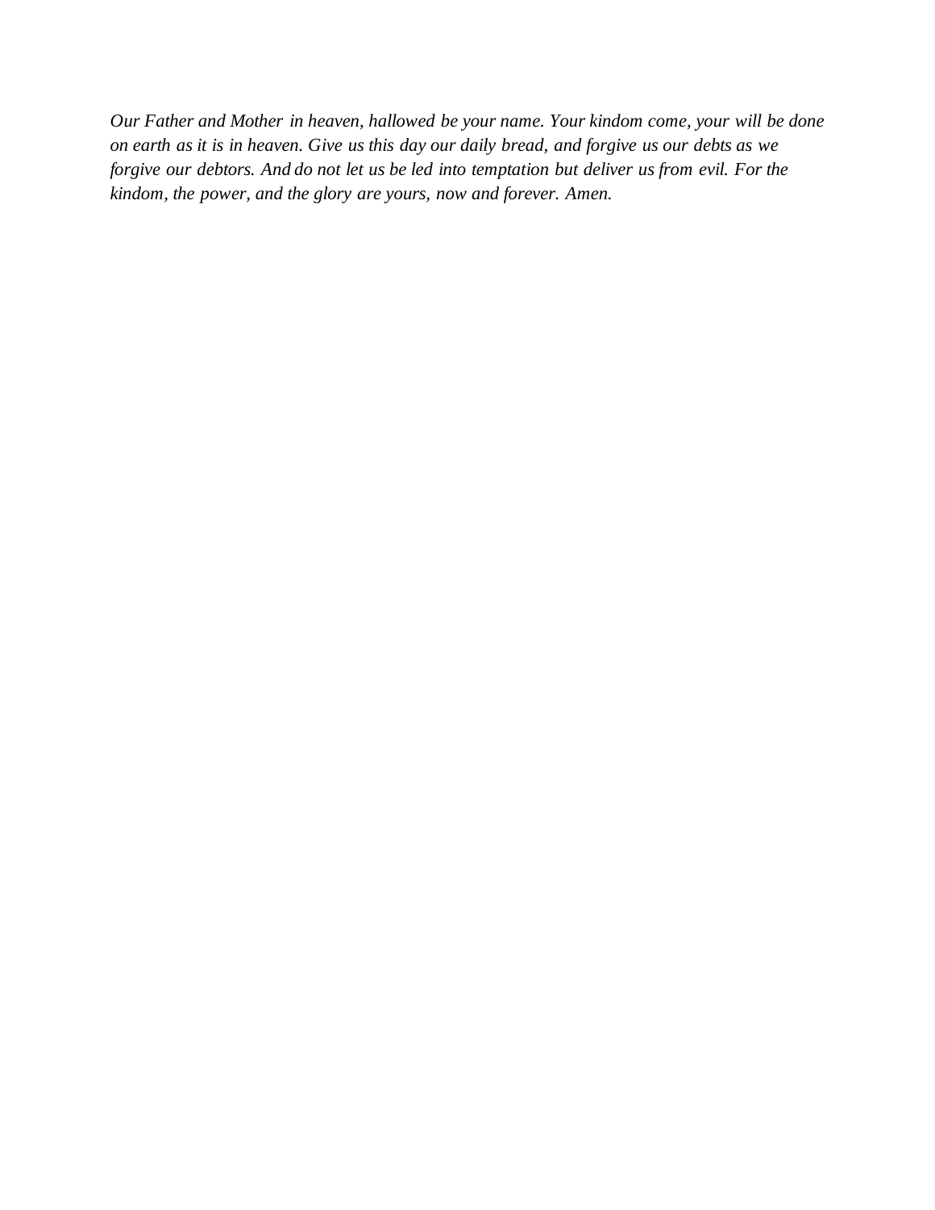*Our Father and Mother in heaven, hallowed be your name. Your kindom come, your will be done on earth as it is in heaven. Give us this day our daily bread, and forgive us our debts as we forgive our debtors. And do not let us be led into temptation but deliver us from evil. For the kindom, the power, and the glory are yours, now and forever. Amen.*